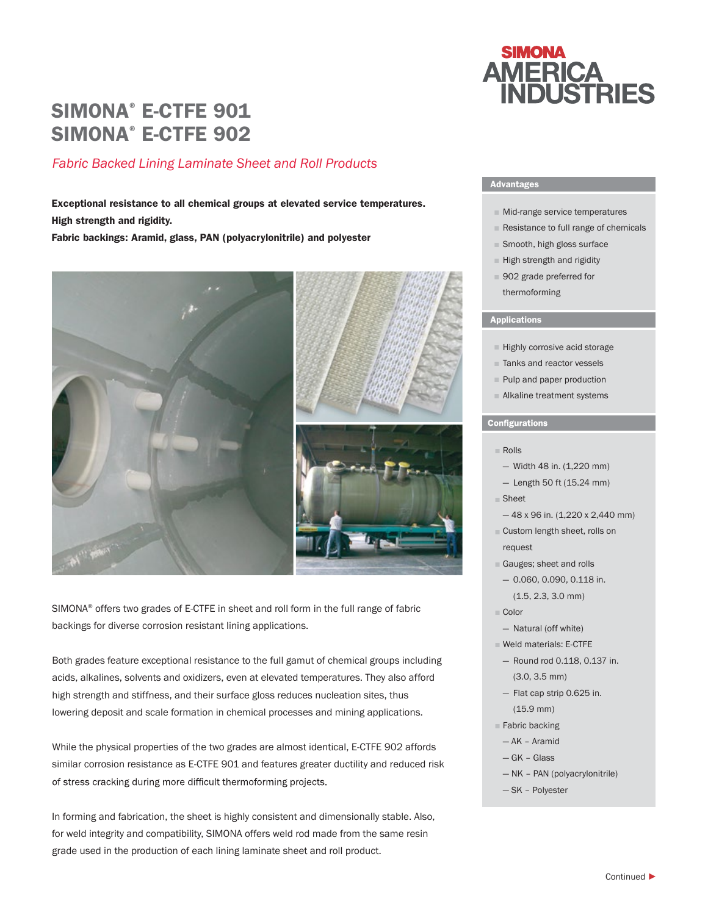SIMONA AMERICA INDUSTRIES

# SIMONA® E-CTFE 901
# SIMONA® E-CTFE 902

*Fabric Backed Lining Laminate Sheet and Roll Products*

**Exceptional resistance to all chemical groups at elevated service temperatures.**
**High strength and rigidity.**
**Fabric backings: Aramid, glass, PAN (polyacrylonitrile) and polyester**

SIMONA® offers two grades of E-CTFE in sheet and roll form in the full range of fabric backings for diverse corrosion resistant lining applications.

Both grades feature exceptional resistance to the full gamut of chemical groups including acids, alkalines, solvents and oxidizers, even at elevated temperatures. They also afford high strength and stiffness, and their surface gloss reduces nucleation sites, thus lowering deposit and scale formation in chemical processes and mining applications.

While the physical properties of the two grades are almost identical, E-CTFE 902 affords similar corrosion resistance as E-CTFE 901 and features greater ductility and reduced risk of stress cracking during more difficult thermoforming projects.

In forming and fabrication, the sheet is highly consistent and dimensionally stable. Also, for weld integrity and compatibility, SIMONA offers weld rod made from the same resin grade used in the production of each lining laminate sheet and roll product.

## Advantages

- Mid-range service temperatures
- Resistance to full range of chemicals
- Smooth, high gloss surface
- High strength and rigidity
- 902 grade preferred for thermoforming

## Applications

- Highly corrosive acid storage
- Tanks and reactor vessels
- Pulp and paper production
- Alkaline treatment systems

## Configurations

- Rolls
  - Width 48 in. (1,220 mm)
  - Length 50 ft (15.24 mm)
- Sheet
  - 48 x 96 in. (1,220 x 2,440 mm)
- Custom length sheet, rolls on request
- Gauges; sheet and rolls
  - 0.060, 0.090, 0.118 in. (1.5, 2.3, 3.0 mm)
- Color
  - Natural (off white)
- Weld materials: E-CTFE
  - Round rod 0.118, 0.137 in. (3.0, 3.5 mm)
  - Flat cap strip 0.625 in. (15.9 mm)
- Fabric backing
  - AK – Aramid
  - GK – Glass
  - NK – PAN (polyacrylonitrile)
  - SK – Polyester

Continued ►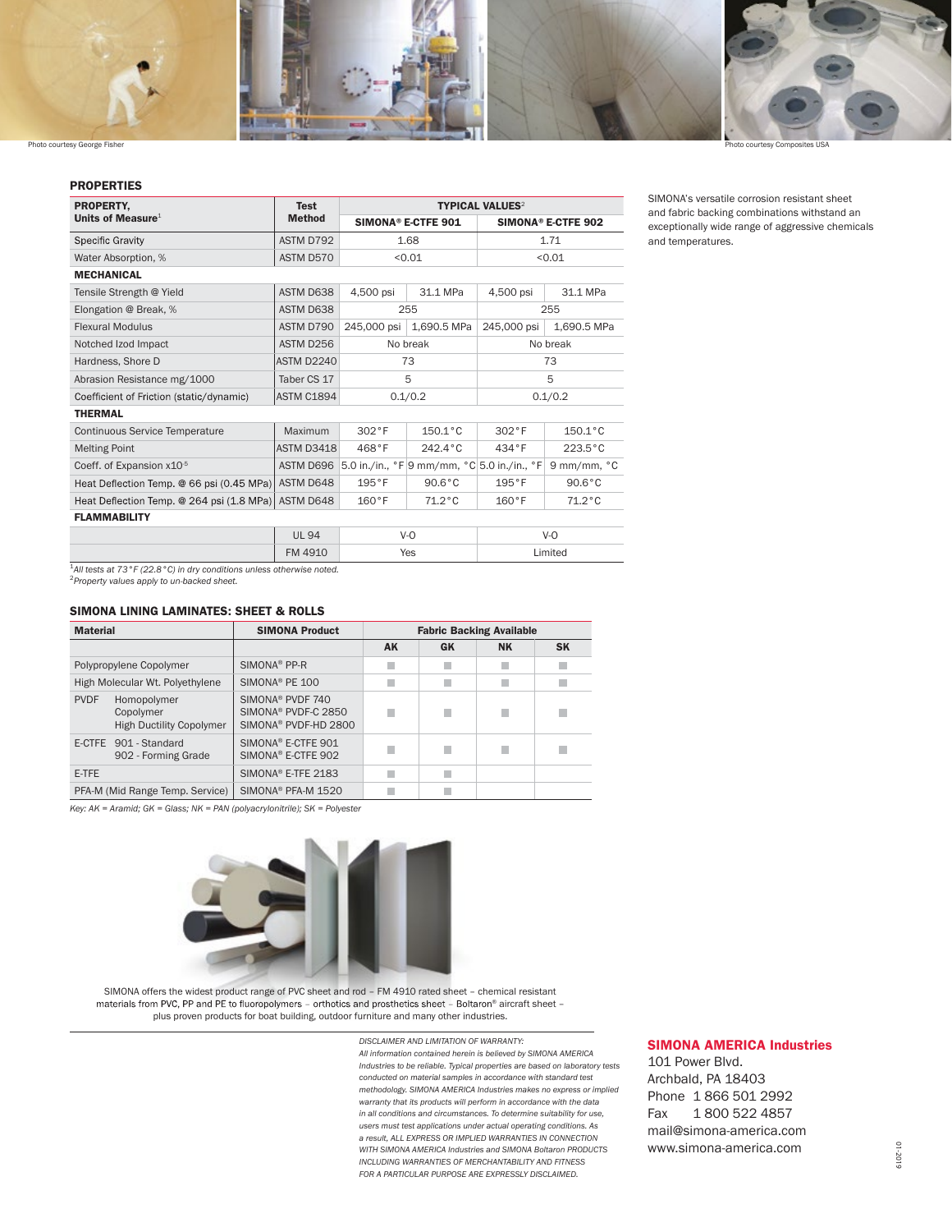Photo courtesy George Fisher

Photo courtesy Composites USA

## PROPERTIES

| PROPERTY, Units of Measure[1] | Test Method | TYPICAL VALUES[2] | | | |
|---|---|---|---|---|---|
| | | SIMONA® E-CTFE 901 | | SIMONA® E-CTFE 902 | |
| Specific Gravity | ASTM D792 | 1.68 | | 1.71 | |
| Water Absorption, % | ASTM D570 | <0.01 | | <0.01 | |
| **MECHANICAL** | | | | | |
| Tensile Strength @ Yield | ASTM D638 | 4,500 psi | 31.1 MPa | 4,500 psi | 31.1 MPa |
| Elongation @ Break, % | ASTM D638 | 255 | | 255 | |
| Flexural Modulus | ASTM D790 | 245,000 psi | 1,690.5 MPa | 245,000 psi | 1,690.5 MPa |
| Notched Izod Impact | ASTM D256 | No break | | No break | |
| Hardness, Shore D | ASTM D2240 | 73 | | 73 | |
| Abrasion Resistance mg/1000 | Taber CS 17 | 5 | | 5 | |
| Coefficient of Friction (static/dynamic) | ASTM C1894 | 0.1/0.2 | | 0.1/0.2 | |
| **THERMAL** | | | | | |
| Continuous Service Temperature | Maximum | 302°F | 150.1°C | 302°F | 150.1°C |
| Melting Point | ASTM D3418 | 468°F | 242.4°C | 434°F | 223.5°C |
| Coeff. of Expansion x10[5] | ASTM D696 | 5.0 in./in., °F | 9 mm/mm, °C | 5.0 in./in., °F | 9 mm/mm, °C |
| Heat Deflection Temp. @ 66 psi (0.45 MPa) | ASTM D648 | 195°F | 90.6°C | 195°F | 90.6°C |
| Heat Deflection Temp. @ 264 psi (1.8 MPa) | ASTM D648 | 160°F | 71.2°C | 160°F | 71.2°C |
| **FLAMMABILITY** | | | | | |
| | UL 94 | V-0 | | V-0 | |
| | FM 4910 | Yes | | Limited | |

*[1]All tests at 73°F (22.8°C) in dry conditions unless otherwise noted.*
*[2]Property values apply to un-backed sheet.*

SIMONA's versatile corrosion resistant sheet and fabric backing combinations withstand an exceptionally wide range of aggressive chemicals and temperatures.

### SIMONA LINING LAMINATES: SHEET & ROLLS

| Material | SIMONA Product | Fabric Backing Available | | | |
|---|---|---|---|---|---|
| | | AK | GK | NK | SK |
| Polypropylene Copolymer | SIMONA® PP-R | ■ | ■ | ■ | ■ |
| High Molecular Wt. Polyethylene | SIMONA® PE 100 | ■ | ■ | ■ | ■ |
| PVDF Homopolymer, Copolymer, High Ductility Copolymer | SIMONA® PVDF 740, SIMONA® PVDF-C 2850, SIMONA® PVDF-HD 2800 | ■ | ■ | ■ | ■ |
| E-CTFE 901 - Standard, 902 - Forming Grade | SIMONA® E-CTFE 901, SIMONA® E-CTFE 902 | ■ | ■ | ■ | ■ |
| E-TFE | SIMONA® E-TFE 2183 | ■ | ■ | | |
| PFA-M (Mid Range Temp. Service) | SIMONA® PFA-M 1520 | ■ | ■ | | |

*Key: AK = Aramid; GK = Glass; NK = PAN (polyacrylonitrile); SK = Polyester*

SIMONA offers the widest product range of PVC sheet and rod – FM 4910 rated sheet – chemical resistant materials from PVC, PP and PE to fluoropolymers – orthotics and prosthetics sheet – Boltaron® aircraft sheet – plus proven products for boat building, outdoor furniture and many other industries.

*DISCLAIMER AND LIMITATION OF WARRANTY:*
*All information contained herein is believed by SIMONA AMERICA Industries to be reliable. Typical properties are based on laboratory tests conducted on material samples in accordance with standard test methodology. SIMONA AMERICA Industries makes no express or implied warranty that its products will perform in accordance with the data in all conditions and circumstances. To determine suitability for use, users must test applications under actual operating conditions. As a result, ALL EXPRESS OR IMPLIED WARRANTIES IN CONNECTION WITH SIMONA AMERICA Industries and SIMONA Boltaron PRODUCTS INCLUDING WARRANTIES OF MERCHANTABILITY AND FITNESS FOR A PARTICULAR PURPOSE ARE EXPRESSLY DISCLAIMED.*

**SIMONA AMERICA Industries**
101 Power Blvd.
Archbald, PA 18403
Phone 1 866 501 2992
Fax 1 800 522 4857
mail@simona-america.com
www.simona-america.com

01-2019